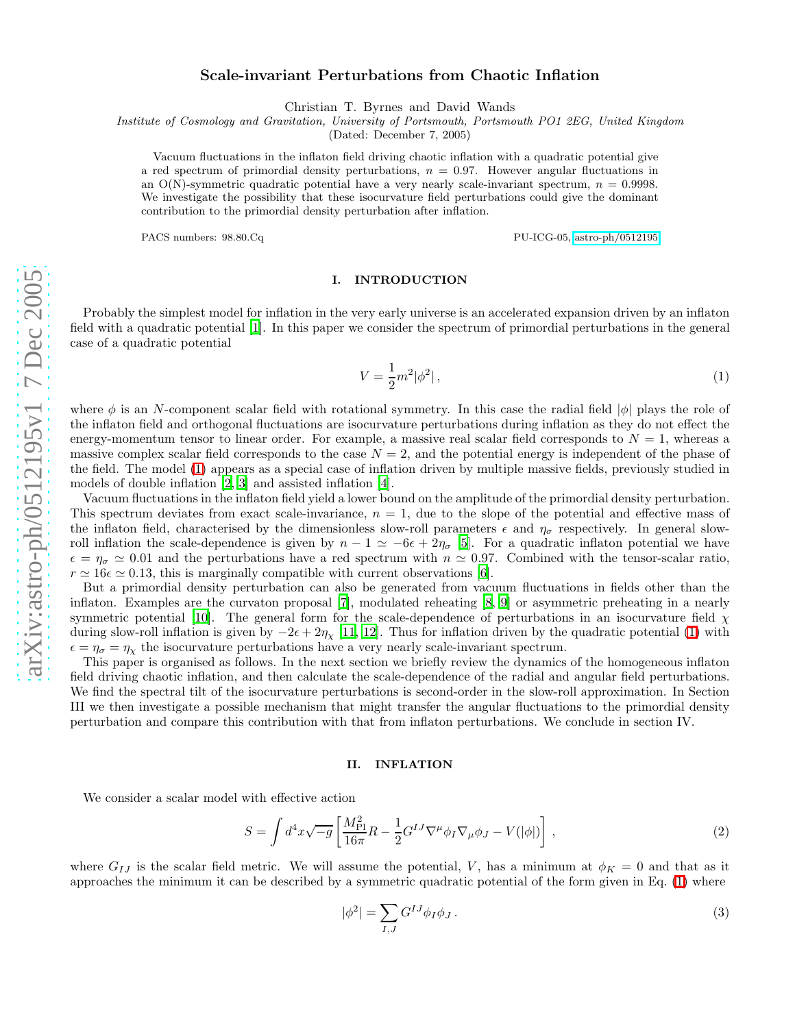# Scale-invariant Perturbations from Chaotic Inflation

Christian T. Byrnes and David Wands

*Institute of Cosmology and Gravitation, University of Portsmouth, Portsmouth PO1 2EG, United Kingdom*

(Dated: December 7, 2005)

Vacuum fluctuations in the inflaton field driving chaotic inflation with a quadratic potential give a red spectrum of primordial density perturbations, $n = 0.97$. However angular fluctuations in an O(N)-symmetric quadratic potential have a very nearly scale-invariant spectrum, $n = 0.9998$. We investigate the possibility that these isocurvature field perturbations could give the dominant contribution to the primordial density perturbation after inflation.

PACS numbers: 98.80.Cq

PU-ICG-05, astro-ph/0512195

## I. INTRODUCTION

Probably the simplest model for inflation in the very early universe is an accelerated expansion driven by an inflaton field with a quadratic potential [1]. In this paper we consider the spectrum of primordial perturbations in the general case of a quadratic potential

$$V = \frac{1}{2}m^2|\phi^2|\,, \tag{1}$$

where $\phi$ is an $N$-component scalar field with rotational symmetry. In this case the radial field $|\phi|$ plays the role of the inflaton field and orthogonal fluctuations are isocurvature perturbations during inflation as they do not effect the energy-momentum tensor to linear order. For example, a massive real scalar field corresponds to $N = 1$, whereas a massive complex scalar field corresponds to the case $N = 2$, and the potential energy is independent of the phase of the field. The model (1) appears as a special case of inflation driven by multiple massive fields, previously studied in models of double inflation [2, 3] and assisted inflation [4].

Vacuum fluctuations in the inflaton field yield a lower bound on the amplitude of the primordial density perturbation. This spectrum deviates from exact scale-invariance, $n = 1$, due to the slope of the potential and effective mass of the inflaton field, characterised by the dimensionless slow-roll parameters $\epsilon$ and $\eta_\sigma$ respectively. In general slow-roll inflation the scale-dependence is given by $n - 1 \simeq -6\epsilon + 2\eta_\sigma$ [5]. For a quadratic inflaton potential we have $\epsilon = \eta_\sigma \simeq 0.01$ and the perturbations have a red spectrum with $n \simeq 0.97$. Combined with the tensor-scalar ratio, $r \simeq 16\epsilon \simeq 0.13$, this is marginally compatible with current observations [6].

But a primordial density perturbation can also be generated from vacuum fluctuations in fields other than the inflaton. Examples are the curvaton proposal [7], modulated reheating [8, 9] or asymmetric preheating in a nearly symmetric potential [10]. The general form for the scale-dependence of perturbations in an isocurvature field $\chi$ during slow-roll inflation is given by $-2\epsilon + 2\eta_\chi$ [11, 12]. Thus for inflation driven by the quadratic potential (1) with $\epsilon = \eta_\sigma = \eta_\chi$ the isocurvature perturbations have a very nearly scale-invariant spectrum.

This paper is organised as follows. In the next section we briefly review the dynamics of the homogeneous inflaton field driving chaotic inflation, and then calculate the scale-dependence of the radial and angular field perturbations. We find the spectral tilt of the isocurvature perturbations is second-order in the slow-roll approximation. In Section III we then investigate a possible mechanism that might transfer the angular fluctuations to the primordial density perturbation and compare this contribution with that from inflaton perturbations. We conclude in section IV.

## II. INFLATION

We consider a scalar model with effective action

$$S = \int d^4x\sqrt{-g}\left[\frac{M_{\rm Pl}^2}{16\pi}R - \frac{1}{2}G^{IJ}\nabla^\mu\phi_I\nabla_\mu\phi_J - V(|\phi|)\right]\,, \tag{2}$$

where $G_{IJ}$ is the scalar field metric. We will assume the potential, $V$, has a minimum at $\phi_K = 0$ and that as it approaches the minimum it can be described by a symmetric quadratic potential of the form given in Eq. (1) where

$$|\phi^2| = \sum_{I,J} G^{IJ}\phi_I\phi_J\,. \tag{3}$$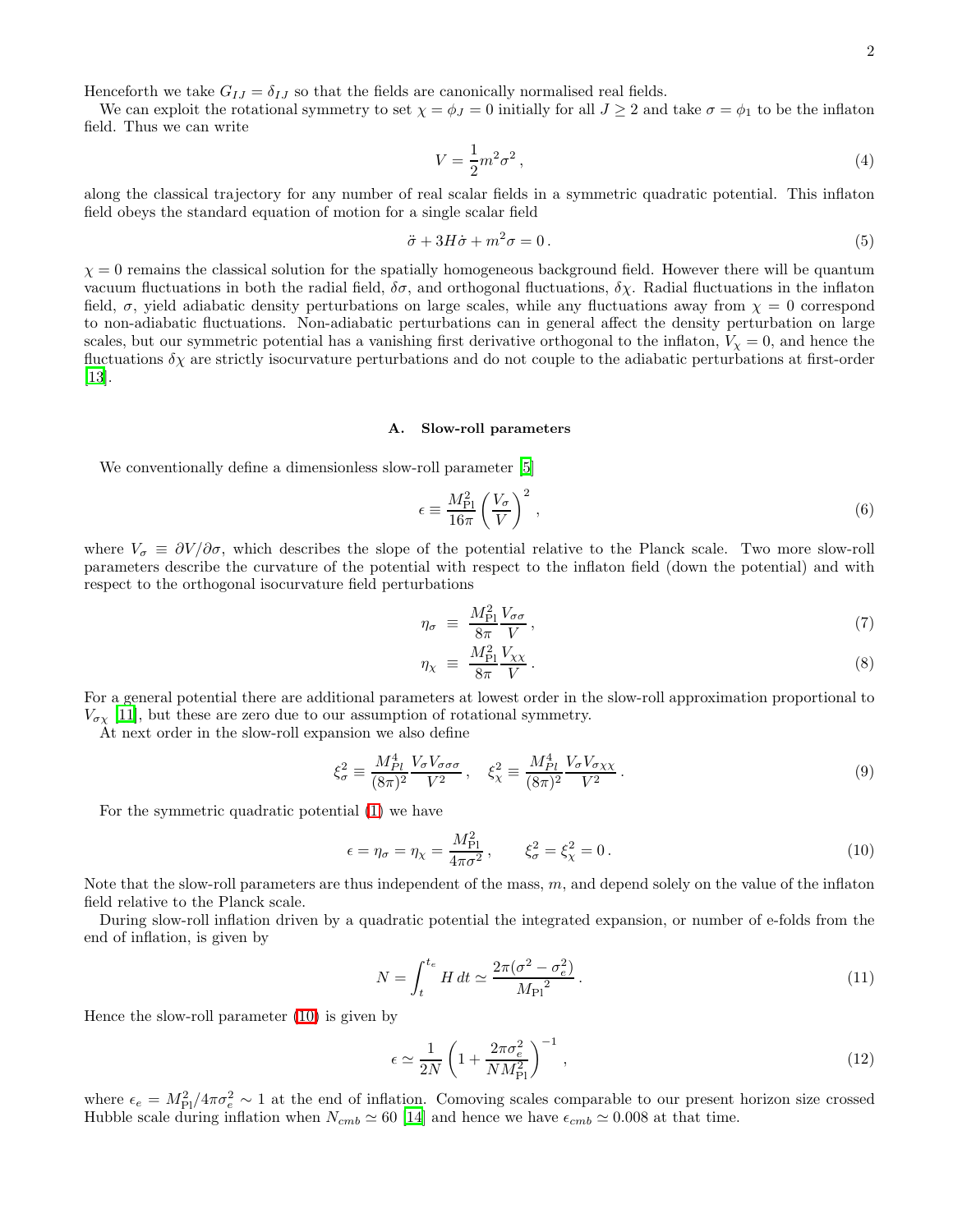Henceforth we take $G_{IJ} = \delta_{IJ}$ so that the fields are canonically normalised real fields.

We can exploit the rotational symmetry to set $\chi = \phi_J = 0$ initially for all $J \geq 2$ and take $\sigma = \phi_1$ to be the inflaton field. Thus we can write

$$V = \frac{1}{2}m^2\sigma^2 \,, \tag{4}$$

along the classical trajectory for any number of real scalar fields in a symmetric quadratic potential. This inflaton field obeys the standard equation of motion for a single scalar field

$$\ddot{\sigma} + 3H\dot{\sigma} + m^2\sigma = 0 \,. \tag{5}$$

$\chi = 0$ remains the classical solution for the spatially homogeneous background field. However there will be quantum vacuum fluctuations in both the radial field, $\delta\sigma$, and orthogonal fluctuations, $\delta\chi$. Radial fluctuations in the inflaton field, $\sigma$, yield adiabatic density perturbations on large scales, while any fluctuations away from $\chi = 0$ correspond to non-adiabatic fluctuations. Non-adiabatic perturbations can in general affect the density perturbation on large scales, but our symmetric potential has a vanishing first derivative orthogonal to the inflaton, $V_\chi = 0$, and hence the fluctuations $\delta\chi$ are strictly isocurvature perturbations and do not couple to the adiabatic perturbations at first-order [13].

### A. Slow-roll parameters

We conventionally define a dimensionless slow-roll parameter [5]

$$\epsilon \equiv \frac{M_{\rm Pl}^2}{16\pi}\left(\frac{V_\sigma}{V}\right)^2 \,, \tag{6}$$

where $V_\sigma \equiv \partial V/\partial\sigma$, which describes the slope of the potential relative to the Planck scale. Two more slow-roll parameters describe the curvature of the potential with respect to the inflaton field (down the potential) and with respect to the orthogonal isocurvature field perturbations

$$\eta_\sigma \equiv \frac{M_{\rm Pl}^2}{8\pi}\frac{V_{\sigma\sigma}}{V} \,, \tag{7}$$

$$\eta_\chi \equiv \frac{M_{\rm Pl}^2}{8\pi}\frac{V_{\chi\chi}}{V} \,. \tag{8}$$

For a general potential there are additional parameters at lowest order in the slow-roll approximation proportional to $V_{\sigma\chi}$ [11], but these are zero due to our assumption of rotational symmetry.

At next order in the slow-roll expansion we also define

$$\xi_\sigma^2 \equiv \frac{M_{Pl}^4}{(8\pi)^2}\frac{V_\sigma V_{\sigma\sigma\sigma}}{V^2} \,, \quad \xi_\chi^2 \equiv \frac{M_{Pl}^4}{(8\pi)^2}\frac{V_\sigma V_{\sigma\chi\chi}}{V^2} \,. \tag{9}$$

For the symmetric quadratic potential (1) we have

$$\epsilon = \eta_\sigma = \eta_\chi = \frac{M_{\rm Pl}^2}{4\pi\sigma^2} \,, \qquad \xi_\sigma^2 = \xi_\chi^2 = 0 \,. \tag{10}$$

Note that the slow-roll parameters are thus independent of the mass, $m$, and depend solely on the value of the inflaton field relative to the Planck scale.

During slow-roll inflation driven by a quadratic potential the integrated expansion, or number of e-folds from the end of inflation, is given by

$$N = \int_t^{t_e} H\,dt \simeq \frac{2\pi(\sigma^2 - \sigma_e^2)}{{M_{\rm Pl}}^2} \,. \tag{11}$$

Hence the slow-roll parameter (10) is given by

$$\epsilon \simeq \frac{1}{2N}\left(1 + \frac{2\pi\sigma_e^2}{NM_{\rm Pl}^2}\right)^{-1} \,, \tag{12}$$

where $\epsilon_e = M_{\rm Pl}^2/4\pi\sigma_e^2 \sim 1$ at the end of inflation. Comoving scales comparable to our present horizon size crossed Hubble scale during inflation when $N_{cmb} \simeq 60$ [14] and hence we have $\epsilon_{cmb} \simeq 0.008$ at that time.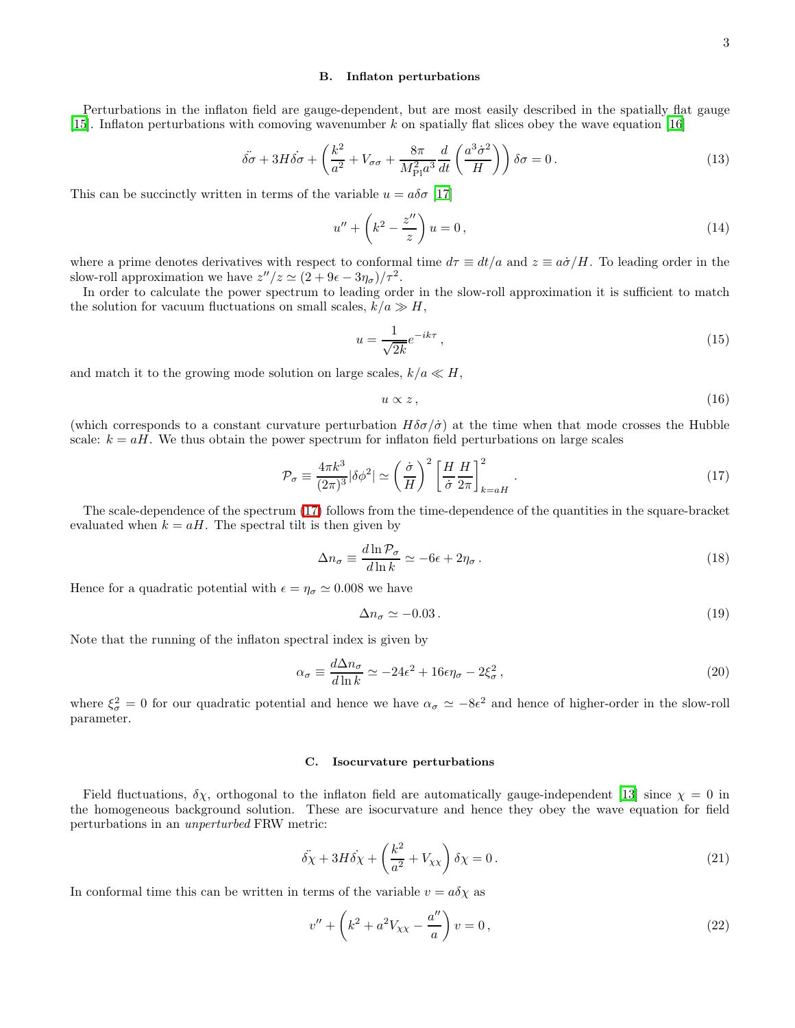### B. Inflaton perturbations

Perturbations in the inflaton field are gauge-dependent, but are most easily described in the spatially flat gauge [15]. Inflaton perturbations with comoving wavenumber $k$ on spatially flat slices obey the wave equation [16]

$$
\ddot{\delta\sigma} + 3H\dot{\delta\sigma} + \left( \frac{k^2}{a^2} + V_{\sigma\sigma} + \frac{8\pi}{M_{\rm Pl}^2 a^3} \frac{d}{dt} \left( \frac{a^3 \dot{\sigma}^2}{H} \right) \right) \delta\sigma = 0 \,. \tag{13}
$$

This can be succinctly written in terms of the variable $u = a\delta\sigma$ [17]

$$
u'' + \left( k^2 - \frac{z''}{z} \right) u = 0 \,, \tag{14}
$$

where a prime denotes derivatives with respect to conformal time $d\tau \equiv dt/a$ and $z \equiv a\dot{\sigma}/H$. To leading order in the slow-roll approximation we have $z''/z \simeq (2 + 9\epsilon - 3\eta_\sigma)/\tau^2$.

In order to calculate the power spectrum to leading order in the slow-roll approximation it is sufficient to match the solution for vacuum fluctuations on small scales, $k/a \gg H$,

$$
u = \frac{1}{\sqrt{2k}} e^{-ik\tau} \,, \tag{15}
$$

and match it to the growing mode solution on large scales, $k/a \ll H$,

$$
u \propto z \,, \tag{16}
$$

(which corresponds to a constant curvature perturbation $H\delta\sigma/\dot{\sigma}$) at the time when that mode crosses the Hubble scale: $k = aH$. We thus obtain the power spectrum for inflaton field perturbations on large scales

$$
\mathcal{P}_\sigma \equiv \frac{4\pi k^3}{(2\pi)^3} |\delta\phi^2| \simeq \left( \frac{\dot{\sigma}}{H} \right)^2 \left[ \frac{H}{\dot{\sigma}} \frac{H}{2\pi} \right]^2_{k=aH} \,. \tag{17}
$$

The scale-dependence of the spectrum (17) follows from the time-dependence of the quantities in the square-bracket evaluated when $k = aH$. The spectral tilt is then given by

$$
\Delta n_\sigma \equiv \frac{d \ln \mathcal{P}_\sigma}{d \ln k} \simeq -6\epsilon + 2\eta_\sigma \,. \tag{18}
$$

Hence for a quadratic potential with $\epsilon = \eta_\sigma \simeq 0.008$ we have

$$
\Delta n_\sigma \simeq -0.03 \,. \tag{19}
$$

Note that the running of the inflaton spectral index is given by

$$
\alpha_\sigma \equiv \frac{d \Delta n_\sigma}{d \ln k} \simeq -24\epsilon^2 + 16\epsilon\eta_\sigma - 2\xi_\sigma^2 \,, \tag{20}
$$

where $\xi_\sigma^2 = 0$ for our quadratic potential and hence we have $\alpha_\sigma \simeq -8\epsilon^2$ and hence of higher-order in the slow-roll parameter.

### C. Isocurvature perturbations

Field fluctuations, $\delta\chi$, orthogonal to the inflaton field are automatically gauge-independent [13] since $\chi = 0$ in the homogeneous background solution. These are isocurvature and hence they obey the wave equation for field perturbations in an *unperturbed* FRW metric:

$$
\ddot{\delta\chi} + 3H\dot{\delta\chi} + \left( \frac{k^2}{a^2} + V_{\chi\chi} \right) \delta\chi = 0 \,. \tag{21}
$$

In conformal time this can be written in terms of the variable $v = a\delta\chi$ as

$$
v'' + \left( k^2 + a^2 V_{\chi\chi} - \frac{a''}{a} \right) v = 0 \,, \tag{22}
$$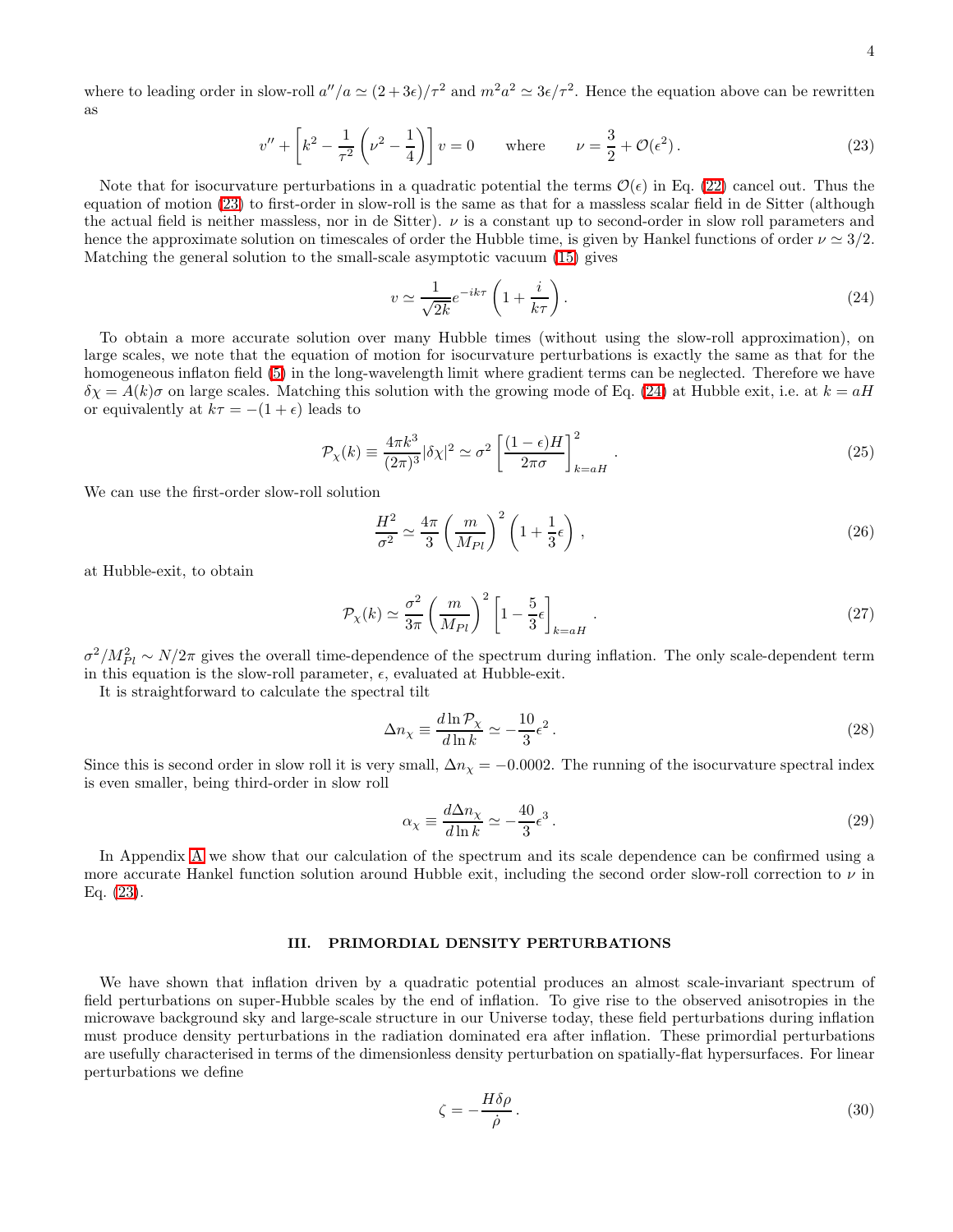where to leading order in slow-roll $a''/a \simeq (2+3\epsilon)/\tau^2$ and $m^2 a^2 \simeq 3\epsilon/\tau^2$. Hence the equation above can be rewritten as

$$v'' + \left[k^2 - \frac{1}{\tau^2}\left(\nu^2 - \frac{1}{4}\right)\right] v = 0 \qquad \text{where} \qquad \nu = \frac{3}{2} + \mathcal{O}(\epsilon^2)\,. \tag{23}$$

Note that for isocurvature perturbations in a quadratic potential the terms $\mathcal{O}(\epsilon)$ in Eq. (22) cancel out. Thus the equation of motion (23) to first-order in slow-roll is the same as that for a massless scalar field in de Sitter (although the actual field is neither massless, nor in de Sitter). $\nu$ is a constant up to second-order in slow roll parameters and hence the approximate solution on timescales of order the Hubble time, is given by Hankel functions of order $\nu \simeq 3/2$. Matching the general solution to the small-scale asymptotic vacuum (15) gives

$$v \simeq \frac{1}{\sqrt{2k}} e^{-ik\tau}\left(1 + \frac{i}{k\tau}\right). \tag{24}$$

To obtain a more accurate solution over many Hubble times (without using the slow-roll approximation), on large scales, we note that the equation of motion for isocurvature perturbations is exactly the same as that for the homogeneous inflaton field (5) in the long-wavelength limit where gradient terms can be neglected. Therefore we have $\delta\chi = A(k)\sigma$ on large scales. Matching this solution with the growing mode of Eq. (24) at Hubble exit, i.e. at $k = aH$ or equivalently at $k\tau = -(1+\epsilon)$ leads to

$$\mathcal{P}_\chi(k) \equiv \frac{4\pi k^3}{(2\pi)^3}|\delta\chi|^2 \simeq \sigma^2\left[\frac{(1-\epsilon)H}{2\pi\sigma}\right]^2_{k=aH}. \tag{25}$$

We can use the first-order slow-roll solution

$$\frac{H^2}{\sigma^2} \simeq \frac{4\pi}{3}\left(\frac{m}{M_{Pl}}\right)^2\left(1 + \frac{1}{3}\epsilon\right), \tag{26}$$

at Hubble-exit, to obtain

$$\mathcal{P}_\chi(k) \simeq \frac{\sigma^2}{3\pi}\left(\frac{m}{M_{Pl}}\right)^2\left[1 - \frac{5}{3}\epsilon\right]_{k=aH}. \tag{27}$$

$\sigma^2/M_{Pl}^2 \sim N/2\pi$ gives the overall time-dependence of the spectrum during inflation. The only scale-dependent term in this equation is the slow-roll parameter, $\epsilon$, evaluated at Hubble-exit.

It is straightforward to calculate the spectral tilt

$$\Delta n_\chi \equiv \frac{d\ln\mathcal{P}_\chi}{d\ln k} \simeq -\frac{10}{3}\epsilon^2\,. \tag{28}$$

Since this is second order in slow roll it is very small, $\Delta n_\chi = -0.0002$. The running of the isocurvature spectral index is even smaller, being third-order in slow roll

$$\alpha_\chi \equiv \frac{d\Delta n_\chi}{d\ln k} \simeq -\frac{40}{3}\epsilon^3\,. \tag{29}$$

In Appendix A we show that our calculation of the spectrum and its scale dependence can be confirmed using a more accurate Hankel function solution around Hubble exit, including the second order slow-roll correction to $\nu$ in Eq. (23).

## III. PRIMORDIAL DENSITY PERTURBATIONS

We have shown that inflation driven by a quadratic potential produces an almost scale-invariant spectrum of field perturbations on super-Hubble scales by the end of inflation. To give rise to the observed anisotropies in the microwave background sky and large-scale structure in our Universe today, these field perturbations during inflation must produce density perturbations in the radiation dominated era after inflation. These primordial perturbations are usefully characterised in terms of the dimensionless density perturbation on spatially-flat hypersurfaces. For linear perturbations we define

$$\zeta = -\frac{H\delta\rho}{\dot\rho}\,. \tag{30}$$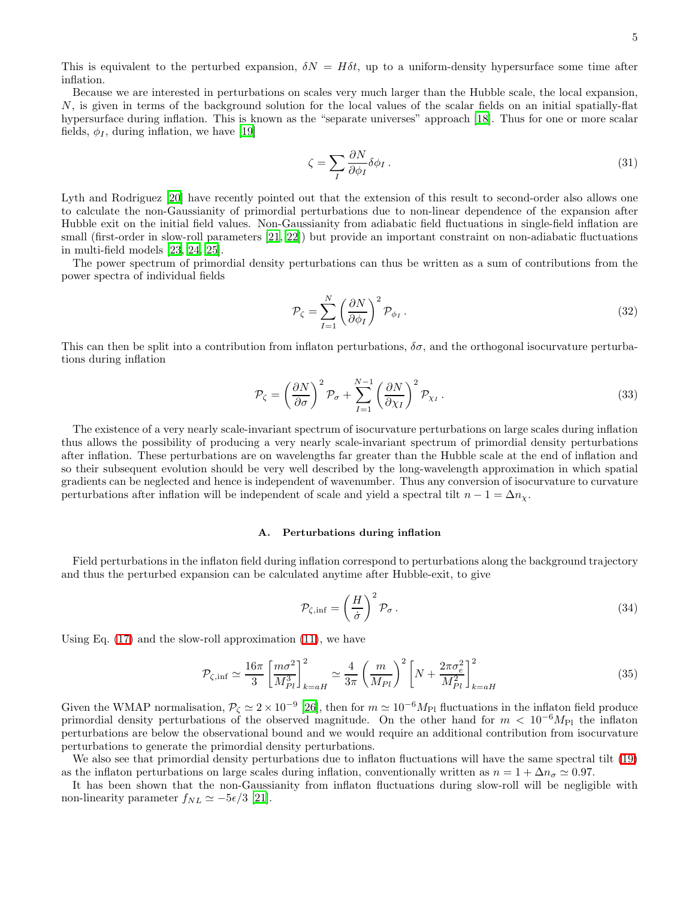This is equivalent to the perturbed expansion, $\delta N = H\delta t$, up to a uniform-density hypersurface some time after inflation.

Because we are interested in perturbations on scales very much larger than the Hubble scale, the local expansion, $N$, is given in terms of the background solution for the local values of the scalar fields on an initial spatially-flat hypersurface during inflation. This is known as the "separate universes" approach [18]. Thus for one or more scalar fields, $\phi_I$, during inflation, we have [19]

$$\zeta = \sum_I \frac{\partial N}{\partial \phi_I} \delta\phi_I \,. \tag{31}$$

Lyth and Rodriguez [20] have recently pointed out that the extension of this result to second-order also allows one to calculate the non-Gaussianity of primordial perturbations due to non-linear dependence of the expansion after Hubble exit on the initial field values. Non-Gaussianity from adiabatic field fluctuations in single-field inflation are small (first-order in slow-roll parameters [21, 22]) but provide an important constraint on non-adiabatic fluctuations in multi-field models [23, 24, 25].

The power spectrum of primordial density perturbations can thus be written as a sum of contributions from the power spectra of individual fields

$$\mathcal{P}_\zeta = \sum_{I=1}^{N} \left(\frac{\partial N}{\partial \phi_I}\right)^2 \mathcal{P}_{\phi_I} \,. \tag{32}$$

This can then be split into a contribution from inflaton perturbations, $\delta\sigma$, and the orthogonal isocurvature perturbations during inflation

$$\mathcal{P}_\zeta = \left(\frac{\partial N}{\partial \sigma}\right)^2 \mathcal{P}_\sigma + \sum_{I=1}^{N-1} \left(\frac{\partial N}{\partial \chi_I}\right)^2 \mathcal{P}_{\chi_I} \,. \tag{33}$$

The existence of a very nearly scale-invariant spectrum of isocurvature perturbations on large scales during inflation thus allows the possibility of producing a very nearly scale-invariant spectrum of primordial density perturbations after inflation. These perturbations are on wavelengths far greater than the Hubble scale at the end of inflation and so their subsequent evolution should be very well described by the long-wavelength approximation in which spatial gradients can be neglected and hence is independent of wavenumber. Thus any conversion of isocurvature to curvature perturbations after inflation will be independent of scale and yield a spectral tilt $n - 1 = \Delta n_\chi$.

### A. Perturbations during inflation

Field perturbations in the inflaton field during inflation correspond to perturbations along the background trajectory and thus the perturbed expansion can be calculated anytime after Hubble-exit, to give

$$\mathcal{P}_{\zeta,\mathrm{inf}} = \left(\frac{H}{\dot\sigma}\right)^2 \mathcal{P}_\sigma \,. \tag{34}$$

Using Eq. (17) and the slow-roll approximation (11), we have

$$\mathcal{P}_{\zeta,\mathrm{inf}} \simeq \frac{16\pi}{3}\left[\frac{m\sigma^2}{M_{Pl}^3}\right]^2_{k=aH} \simeq \frac{4}{3\pi}\left(\frac{m}{M_{Pl}}\right)^2 \left[N + \frac{2\pi\sigma_e^2}{M_{Pl}^2}\right]^2_{k=aH} \tag{35}$$

Given the WMAP normalisation, $\mathcal{P}_\zeta \simeq 2\times 10^{-9}$ [26], then for $m \simeq 10^{-6} M_{\mathrm{Pl}}$ fluctuations in the inflaton field produce primordial density perturbations of the observed magnitude. On the other hand for $m < 10^{-6} M_{\mathrm{Pl}}$ the inflaton perturbations are below the observational bound and we would require an additional contribution from isocurvature perturbations to generate the primordial density perturbations.

We also see that primordial density perturbations due to inflaton fluctuations will have the same spectral tilt (19) as the inflaton perturbations on large scales during inflation, conventionally written as $n = 1 + \Delta n_\sigma \simeq 0.97$.

It has been shown that the non-Gaussianity from inflaton fluctuations during slow-roll will be negligible with non-linearity parameter $f_{NL} \simeq -5\epsilon/3$ [21].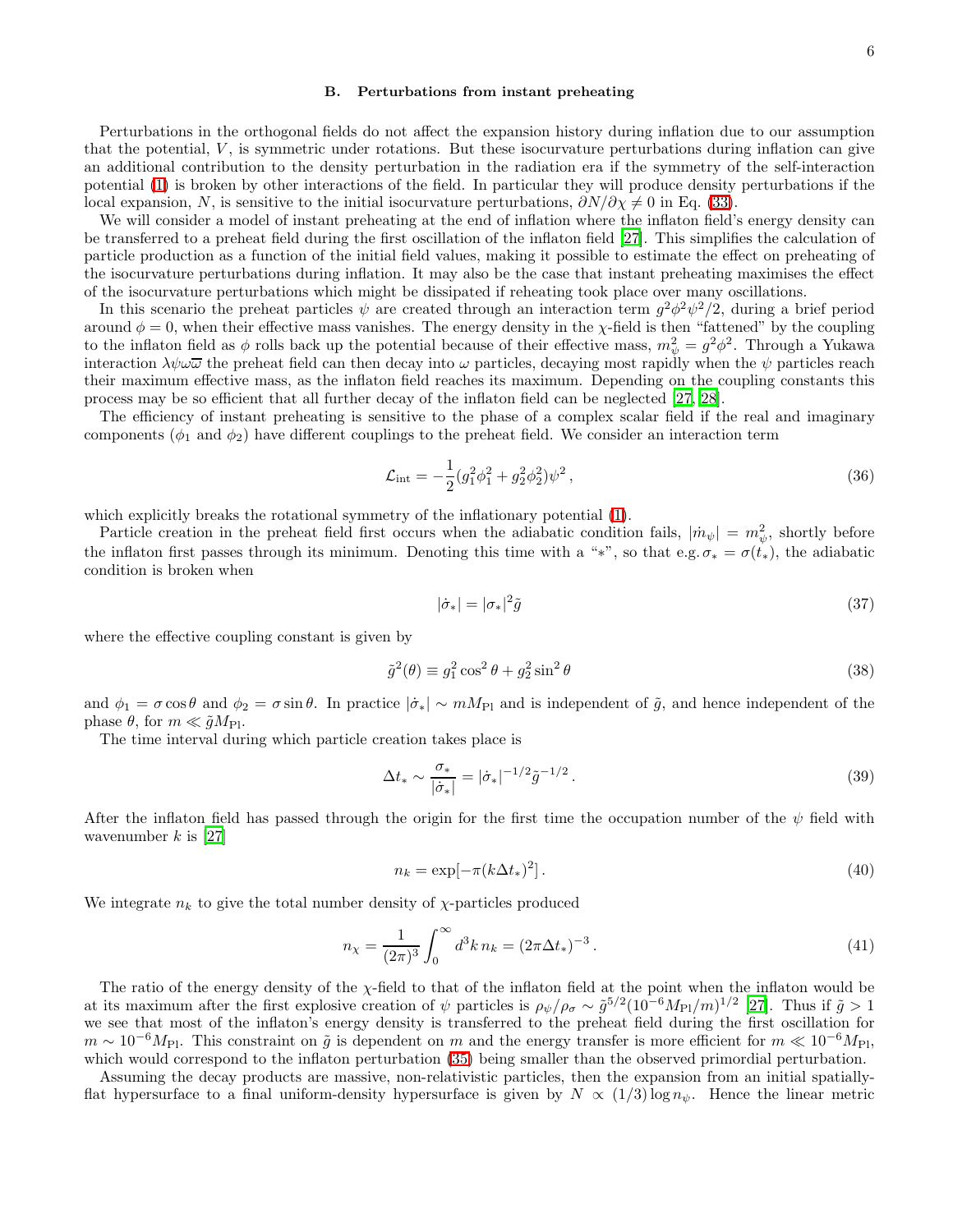### B. Perturbations from instant preheating

Perturbations in the orthogonal fields do not affect the expansion history during inflation due to our assumption that the potential, $V$, is symmetric under rotations. But these isocurvature perturbations during inflation can give an additional contribution to the density perturbation in the radiation era if the symmetry of the self-interaction potential (1) is broken by other interactions of the field. In particular they will produce density perturbations if the local expansion, $N$, is sensitive to the initial isocurvature perturbations, $\partial N/\partial \chi \neq 0$ in Eq. (33).

We will consider a model of instant preheating at the end of inflation where the inflaton field's energy density can be transferred to a preheat field during the first oscillation of the inflaton field [27]. This simplifies the calculation of particle production as a function of the initial field values, making it possible to estimate the effect on preheating of the isocurvature perturbations during inflation. It may also be the case that instant preheating maximises the effect of the isocurvature perturbations which might be dissipated if reheating took place over many oscillations.

In this scenario the preheat particles $\psi$ are created through an interaction term $g^2\phi^2\psi^2/2$, during a brief period around $\phi = 0$, when their effective mass vanishes. The energy density in the $\chi$-field is then "fattened" by the coupling to the inflaton field as $\phi$ rolls back up the potential because of their effective mass, $m_\psi^2 = g^2\phi^2$. Through a Yukawa interaction $\lambda\psi\omega\overline{\omega}$ the preheat field can then decay into $\omega$ particles, decaying most rapidly when the $\psi$ particles reach their maximum effective mass, as the inflaton field reaches its maximum. Depending on the coupling constants this process may be so efficient that all further decay of the inflaton field can be neglected [27, 28].

The efficiency of instant preheating is sensitive to the phase of a complex scalar field if the real and imaginary components ($\phi_1$ and $\phi_2$) have different couplings to the preheat field. We consider an interaction term

$$\mathcal{L}_{\rm int} = -\frac{1}{2}(g_1^2\phi_1^2 + g_2^2\phi_2^2)\psi^2 \,, \tag{36}$$

which explicitly breaks the rotational symmetry of the inflationary potential (1).

Particle creation in the preheat field first occurs when the adiabatic condition fails, $|\dot{m}_\psi| = m_\psi^2$, shortly before the inflaton first passes through its minimum. Denoting this time with a "$*$", so that e.g. $\sigma_* = \sigma(t_*)$, the adiabatic condition is broken when

$$|\dot{\sigma}_*| = |\sigma_*|^2\tilde{g} \tag{37}$$

where the effective coupling constant is given by

$$\tilde{g}^2(\theta) \equiv g_1^2\cos^2\theta + g_2^2\sin^2\theta \tag{38}$$

and $\phi_1 = \sigma\cos\theta$ and $\phi_2 = \sigma\sin\theta$. In practice $|\dot{\sigma}_*| \sim mM_{\rm Pl}$ and is independent of $\tilde{g}$, and hence independent of the phase $\theta$, for $m \ll \tilde{g}M_{\rm Pl}$.

The time interval during which particle creation takes place is

$$\Delta t_* \sim \frac{\sigma_*}{|\dot{\sigma}_*|} = |\dot{\sigma}_*|^{-1/2}\tilde{g}^{-1/2} \,. \tag{39}$$

After the inflaton field has passed through the origin for the first time the occupation number of the $\psi$ field with wavenumber $k$ is [27]

$$n_k = \exp[-\pi(k\Delta t_*)^2] \,. \tag{40}$$

We integrate $n_k$ to give the total number density of $\chi$-particles produced

$$n_\chi = \frac{1}{(2\pi)^3}\int_0^\infty d^3k\, n_k = (2\pi\Delta t_*)^{-3} \,. \tag{41}$$

The ratio of the energy density of the $\chi$-field to that of the inflaton field at the point when the inflaton would be at its maximum after the first explosive creation of $\psi$ particles is $\rho_\psi/\rho_\sigma \sim \tilde{g}^{5/2}(10^{-6}M_{\rm Pl}/m)^{1/2}$ [27]. Thus if $\tilde{g} > 1$ we see that most of the inflaton's energy density is transferred to the preheat field during the first oscillation for $m \sim 10^{-6}M_{\rm Pl}$. This constraint on $\tilde{g}$ is dependent on $m$ and the energy transfer is more efficient for $m \ll 10^{-6}M_{\rm Pl}$, which would correspond to the inflaton perturbation (35) being smaller than the observed primordial perturbation.

Assuming the decay products are massive, non-relativistic particles, then the expansion from an initial spatially-flat hypersurface to a final uniform-density hypersurface is given by $N \propto (1/3)\log n_\psi$. Hence the linear metric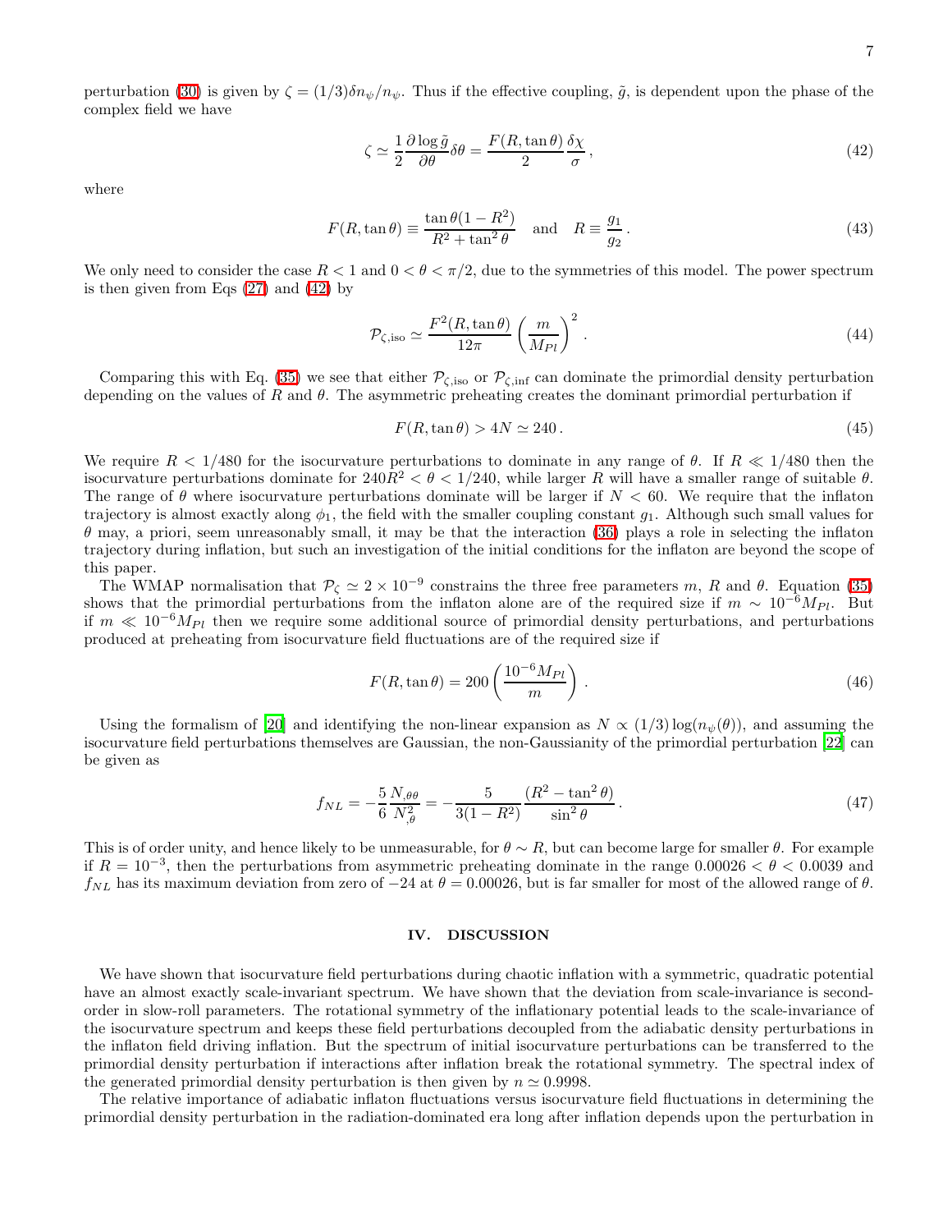perturbation (30) is given by $\zeta = (1/3)\delta n_\psi / n_\psi$. Thus if the effective coupling, $\tilde{g}$, is dependent upon the phase of the complex field we have

$$\zeta \simeq \frac{1}{2}\frac{\partial \log \tilde{g}}{\partial \theta}\delta\theta = \frac{F(R, \tan\theta)}{2}\frac{\delta\chi}{\sigma}\,, \tag{42}$$

where

$$F(R, \tan\theta) \equiv \frac{\tan\theta(1-R^2)}{R^2 + \tan^2\theta} \quad \text{and} \quad R \equiv \frac{g_1}{g_2}\,. \tag{43}$$

We only need to consider the case $R < 1$ and $0 < \theta < \pi/2$, due to the symmetries of this model. The power spectrum is then given from Eqs (27) and (42) by

$$\mathcal{P}_{\zeta,\mathrm{iso}} \simeq \frac{F^2(R, \tan\theta)}{12\pi}\left(\frac{m}{M_{Pl}}\right)^2\,. \tag{44}$$

Comparing this with Eq. (35) we see that either $\mathcal{P}_{\zeta,\mathrm{iso}}$ or $\mathcal{P}_{\zeta,\mathrm{inf}}$ can dominate the primordial density perturbation depending on the values of $R$ and $\theta$. The asymmetric preheating creates the dominant primordial perturbation if

$$F(R, \tan\theta) > 4N \simeq 240\,. \tag{45}$$

We require $R < 1/480$ for the isocurvature perturbations to dominate in any range of $\theta$. If $R \ll 1/480$ then the isocurvature perturbations dominate for $240R^2 < \theta < 1/240$, while larger $R$ will have a smaller range of suitable $\theta$. The range of $\theta$ where isocurvature perturbations dominate will be larger if $N < 60$. We require that the inflaton trajectory is almost exactly along $\phi_1$, the field with the smaller coupling constant $g_1$. Although such small values for $\theta$ may, a priori, seem unreasonably small, it may be that the interaction (36) plays a role in selecting the inflaton trajectory during inflation, but such an investigation of the initial conditions for the inflaton are beyond the scope of this paper.

The WMAP normalisation that $\mathcal{P}_\zeta \simeq 2 \times 10^{-9}$ constrains the three free parameters $m$, $R$ and $\theta$. Equation (35) shows that the primordial perturbations from the inflaton alone are of the required size if $m \sim 10^{-6}M_{Pl}$. But if $m \ll 10^{-6}M_{Pl}$ then we require some additional source of primordial density perturbations, and perturbations produced at preheating from isocurvature field fluctuations are of the required size if

$$F(R, \tan\theta) = 200\left(\frac{10^{-6}M_{Pl}}{m}\right)\,. \tag{46}$$

Using the formalism of [20] and identifying the non-linear expansion as $N \propto (1/3)\log(n_\psi(\theta))$, and assuming the isocurvature field perturbations themselves are Gaussian, the non-Gaussianity of the primordial perturbation [22] can be given as

$$f_{NL} = -\frac{5}{6}\frac{N_{,\theta\theta}}{N_{,\theta}^2} = -\frac{5}{3(1-R^2)}\frac{(R^2 - \tan^2\theta)}{\sin^2\theta}\,. \tag{47}$$

This is of order unity, and hence likely to be unmeasurable, for $\theta \sim R$, but can become large for smaller $\theta$. For example if $R = 10^{-3}$, then the perturbations from asymmetric preheating dominate in the range $0.00026 < \theta < 0.0039$ and $f_{NL}$ has its maximum deviation from zero of $-24$ at $\theta = 0.00026$, but is far smaller for most of the allowed range of $\theta$.

## IV. DISCUSSION

We have shown that isocurvature field perturbations during chaotic inflation with a symmetric, quadratic potential have an almost exactly scale-invariant spectrum. We have shown that the deviation from scale-invariance is second-order in slow-roll parameters. The rotational symmetry of the inflationary potential leads to the scale-invariance of the isocurvature spectrum and keeps these field perturbations decoupled from the adiabatic density perturbations in the inflaton field driving inflation. But the spectrum of initial isocurvature perturbations can be transferred to the primordial density perturbation if interactions after inflation break the rotational symmetry. The spectral index of the generated primordial density perturbation is then given by $n \simeq 0.9998$.

The relative importance of adiabatic inflaton fluctuations versus isocurvature field fluctuations in determining the primordial density perturbation in the radiation-dominated era long after inflation depends upon the perturbation in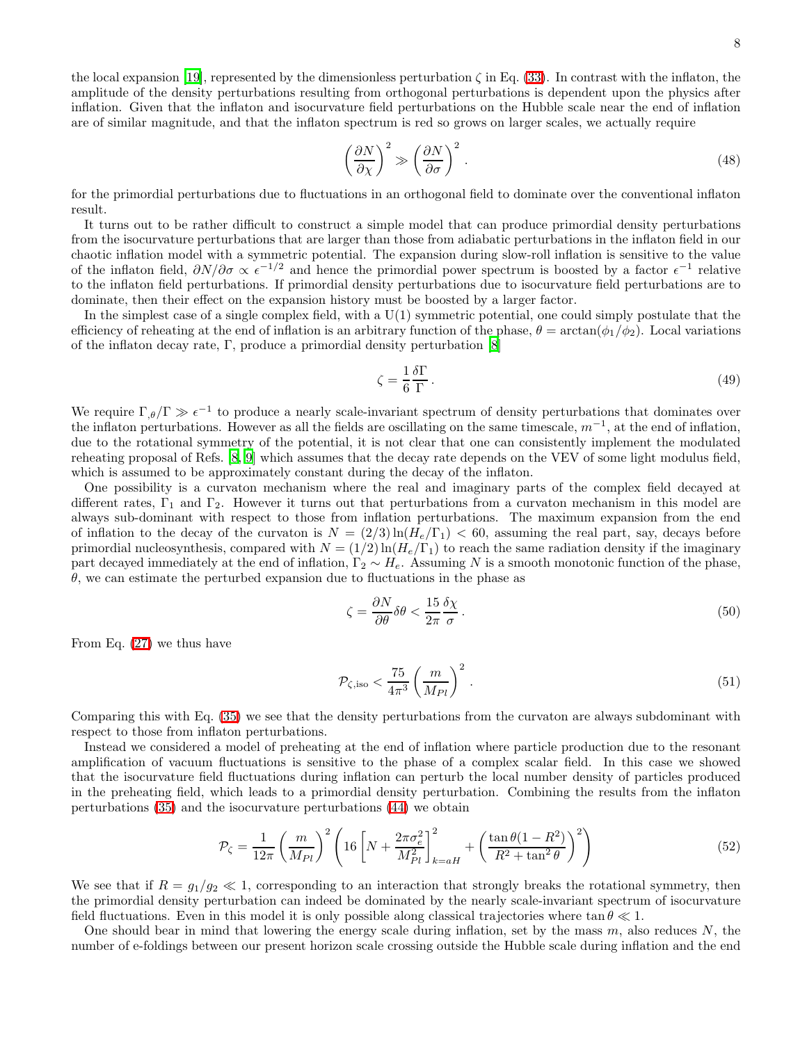the local expansion [19], represented by the dimensionless perturbation $\zeta$ in Eq. (33). In contrast with the inflaton, the amplitude of the density perturbations resulting from orthogonal perturbations is dependent upon the physics after inflation. Given that the inflaton and isocurvature field perturbations on the Hubble scale near the end of inflation are of similar magnitude, and that the inflaton spectrum is red so grows on larger scales, we actually require

$$\left(\frac{\partial N}{\partial \chi}\right)^2 \gg \left(\frac{\partial N}{\partial \sigma}\right)^2 . \tag{48}$$

for the primordial perturbations due to fluctuations in an orthogonal field to dominate over the conventional inflaton result.

It turns out to be rather difficult to construct a simple model that can produce primordial density perturbations from the isocurvature perturbations that are larger than those from adiabatic perturbations in the inflaton field in our chaotic inflation model with a symmetric potential. The expansion during slow-roll inflation is sensitive to the value of the inflaton field, $\partial N/\partial\sigma \propto \epsilon^{-1/2}$ and hence the primordial power spectrum is boosted by a factor $\epsilon^{-1}$ relative to the inflaton field perturbations. If primordial density perturbations due to isocurvature field perturbations are to dominate, then their effect on the expansion history must be boosted by a larger factor.

In the simplest case of a single complex field, with a U(1) symmetric potential, one could simply postulate that the efficiency of reheating at the end of inflation is an arbitrary function of the phase, $\theta = \arctan(\phi_1/\phi_2)$. Local variations of the inflaton decay rate, $\Gamma$, produce a primordial density perturbation [8]

$$\zeta = \frac{1}{6}\frac{\delta\Gamma}{\Gamma} . \tag{49}$$

We require $\Gamma_{,\theta}/\Gamma \gg \epsilon^{-1}$ to produce a nearly scale-invariant spectrum of density perturbations that dominates over the inflaton perturbations. However as all the fields are oscillating on the same timescale, $m^{-1}$, at the end of inflation, due to the rotational symmetry of the potential, it is not clear that one can consistently implement the modulated reheating proposal of Refs. [8, 9] which assumes that the decay rate depends on the VEV of some light modulus field, which is assumed to be approximately constant during the decay of the inflaton.

One possibility is a curvaton mechanism where the real and imaginary parts of the complex field decayed at different rates, $\Gamma_1$ and $\Gamma_2$. However it turns out that perturbations from a curvaton mechanism in this model are always sub-dominant with respect to those from inflation perturbations. The maximum expansion from the end of inflation to the decay of the curvaton is $N = (2/3)\ln(H_e/\Gamma_1) < 60$, assuming the real part, say, decays before primordial nucleosynthesis, compared with $N = (1/2)\ln(H_e/\Gamma_1)$ to reach the same radiation density if the imaginary part decayed immediately at the end of inflation, $\Gamma_2 \sim H_e$. Assuming $N$ is a smooth monotonic function of the phase, $\theta$, we can estimate the perturbed expansion due to fluctuations in the phase as

$$\zeta = \frac{\partial N}{\partial\theta}\delta\theta < \frac{15}{2\pi}\frac{\delta\chi}{\sigma} . \tag{50}$$

From Eq. (27) we thus have

$$\mathcal{P}_{\zeta,\mathrm{iso}} < \frac{75}{4\pi^3}\left(\frac{m}{M_{Pl}}\right)^2 . \tag{51}$$

Comparing this with Eq. (35) we see that the density perturbations from the curvaton are always subdominant with respect to those from inflaton perturbations.

Instead we considered a model of preheating at the end of inflation where particle production due to the resonant amplification of vacuum fluctuations is sensitive to the phase of a complex scalar field. In this case we showed that the isocurvature field fluctuations during inflation can perturb the local number density of particles produced in the preheating field, which leads to a primordial density perturbation. Combining the results from the inflaton perturbations (35) and the isocurvature perturbations (44) we obtain

$$\mathcal{P}_\zeta = \frac{1}{12\pi}\left(\frac{m}{M_{Pl}}\right)^2\left(16\left[N + \frac{2\pi\sigma_e^2}{M_{Pl}^2}\right]_{k=aH}^2 + \left(\frac{\tan\theta(1-R^2)}{R^2+\tan^2\theta}\right)^2\right) \tag{52}$$

We see that if $R = g_1/g_2 \ll 1$, corresponding to an interaction that strongly breaks the rotational symmetry, then the primordial density perturbation can indeed be dominated by the nearly scale-invariant spectrum of isocurvature field fluctuations. Even in this model it is only possible along classical trajectories where $\tan\theta \ll 1$.

One should bear in mind that lowering the energy scale during inflation, set by the mass $m$, also reduces $N$, the number of e-foldings between our present horizon scale crossing outside the Hubble scale during inflation and the end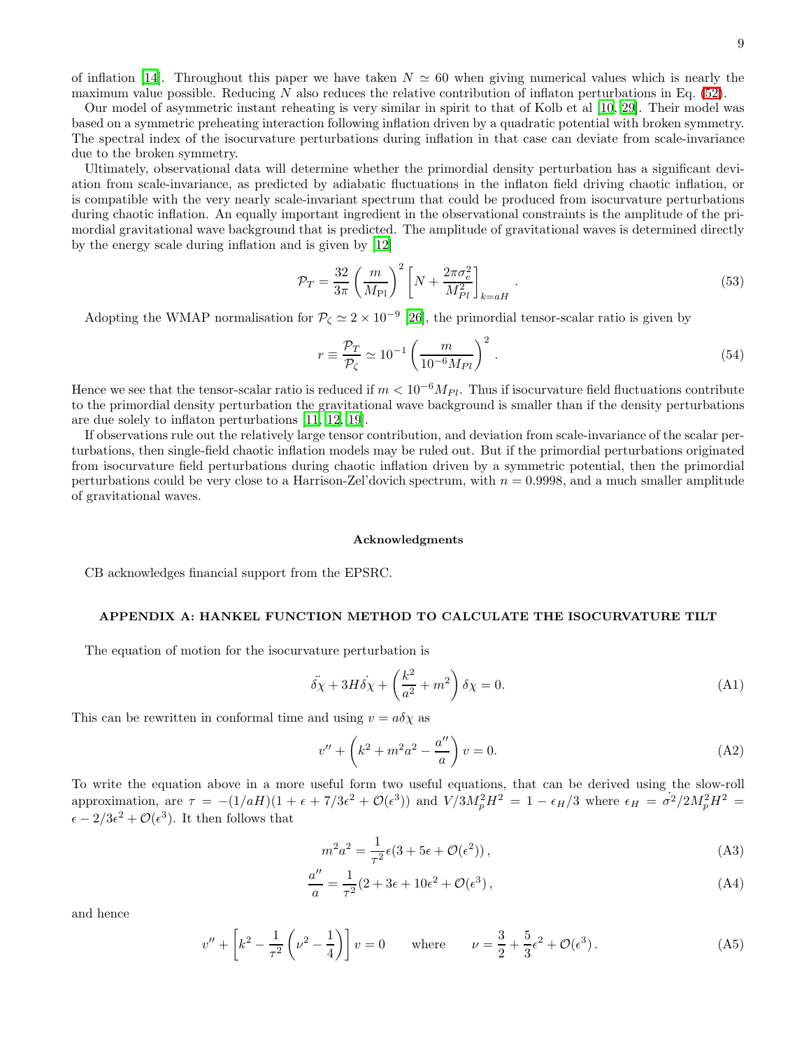of inflation [14]. Throughout this paper we have taken $N \simeq 60$ when giving numerical values which is nearly the maximum value possible. Reducing $N$ also reduces the relative contribution of inflaton perturbations in Eq. (52).

Our model of asymmetric instant reheating is very similar in spirit to that of Kolb et al [10, 29]. Their model was based on a symmetric preheating interaction following inflation driven by a quadratic potential with broken symmetry. The spectral index of the isocurvature perturbations during inflation in that case can deviate from scale-invariance due to the broken symmetry.

Ultimately, observational data will determine whether the primordial density perturbation has a significant deviation from scale-invariance, as predicted by adiabatic fluctuations in the inflaton field driving chaotic inflation, or is compatible with the very nearly scale-invariant spectrum that could be produced from isocurvature perturbations during chaotic inflation. An equally important ingredient in the observational constraints is the amplitude of the primordial gravitational wave background that is predicted. The amplitude of gravitational waves is determined directly by the energy scale during inflation and is given by [12]

$$\mathcal{P}_T = \frac{32}{3\pi}\left(\frac{m}{M_{\rm Pl}}\right)^2 \left[N + \frac{2\pi\sigma_e^2}{M_{Pl}^2}\right]_{k=aH} . \tag{53}$$

Adopting the WMAP normalisation for $\mathcal{P}_\zeta \simeq 2\times 10^{-9}$ [26], the primordial tensor-scalar ratio is given by

$$r \equiv \frac{\mathcal{P}_T}{\mathcal{P}_\zeta} \simeq 10^{-1}\left(\frac{m}{10^{-6}M_{Pl}}\right)^2 . \tag{54}$$

Hence we see that the tensor-scalar ratio is reduced if $m < 10^{-6}M_{Pl}$. Thus if isocurvature field fluctuations contribute to the primordial density perturbation the gravitational wave background is smaller than if the density perturbations are due solely to inflaton perturbations [11, 12, 19].

If observations rule out the relatively large tensor contribution, and deviation from scale-invariance of the scalar perturbations, then single-field chaotic inflation models may be ruled out. But if the primordial perturbations originated from isocurvature field perturbations during chaotic inflation driven by a symmetric potential, then the primordial perturbations could be very close to a Harrison-Zel'dovich spectrum, with $n = 0.9998$, and a much smaller amplitude of gravitational waves.

### Acknowledgments

CB acknowledges financial support from the EPSRC.

## APPENDIX A: HANKEL FUNCTION METHOD TO CALCULATE THE ISOCURVATURE TILT

The equation of motion for the isocurvature perturbation is

$$\ddot{\delta\chi} + 3H\dot{\delta\chi} + \left(\frac{k^2}{a^2} + m^2\right)\delta\chi = 0. \tag{A1}$$

This can be rewritten in conformal time and using $v = a\delta\chi$ as

$$v'' + \left(k^2 + m^2a^2 - \frac{a''}{a}\right)v = 0. \tag{A2}$$

To write the equation above in a more useful form two useful equations, that can be derived using the slow-roll approximation, are $\tau = -(1/aH)(1 + \epsilon + 7/3\epsilon^2 + \mathcal{O}(\epsilon^3))$ and $V/3M_p^2H^2 = 1 - \epsilon_H/3$ where $\epsilon_H = \dot{\sigma}^2/2M_p^2H^2 = \epsilon - 2/3\epsilon^2 + \mathcal{O}(\epsilon^3)$. It then follows that

$$m^2a^2 = \frac{1}{\tau^2}\epsilon(3 + 5\epsilon + \mathcal{O}(\epsilon^2)) , \tag{A3}$$

$$\frac{a''}{a} = \frac{1}{\tau^2}(2 + 3\epsilon + 10\epsilon^2 + \mathcal{O}(\epsilon^3)) , \tag{A4}$$

and hence

$$v'' + \left[k^2 - \frac{1}{\tau^2}\left(\nu^2 - \frac{1}{4}\right)\right]v = 0 \qquad \text{where} \qquad \nu = \frac{3}{2} + \frac{5}{3}\epsilon^2 + \mathcal{O}(\epsilon^3) . \tag{A5}$$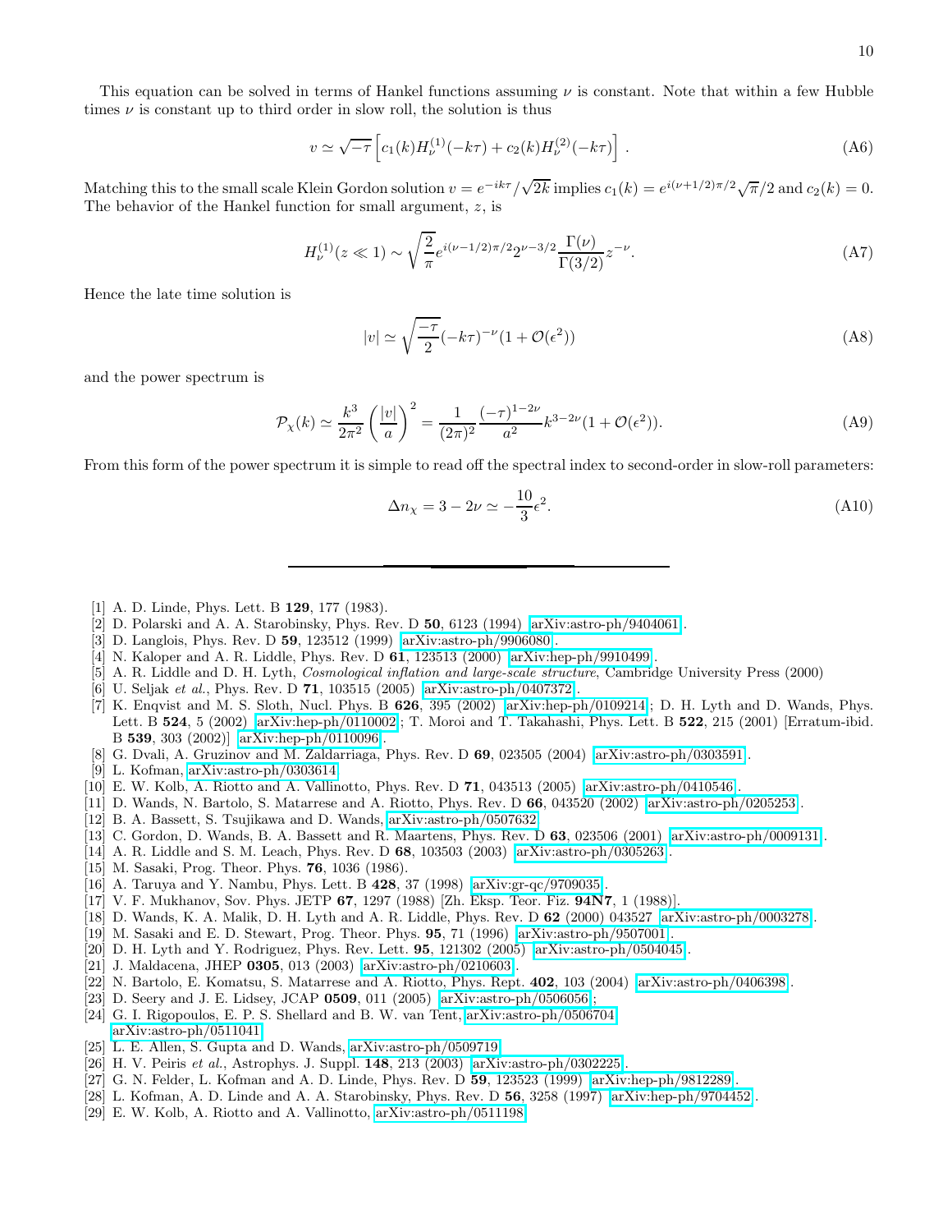This equation can be solved in terms of Hankel functions assuming $\nu$ is constant. Note that within a few Hubble times $\nu$ is constant up to third order in slow roll, the solution is thus

$$v \simeq \sqrt{-\tau}\left[c_1(k)H_\nu^{(1)}(-k\tau) + c_2(k)H_\nu^{(2)}(-k\tau)\right]\,. \tag{A6}$$

Matching this to the small scale Klein Gordon solution $v = e^{-ik\tau}/\sqrt{2k}$ implies $c_1(k) = e^{i(\nu+1/2)\pi/2}\sqrt{\pi}/2$ and $c_2(k) = 0$. The behavior of the Hankel function for small argument, $z$, is

$$H_\nu^{(1)}(z \ll 1) \sim \sqrt{\frac{2}{\pi}}e^{i(\nu-1/2)\pi/2}2^{\nu-3/2}\frac{\Gamma(\nu)}{\Gamma(3/2)}z^{-\nu}. \tag{A7}$$

Hence the late time solution is

$$|v| \simeq \sqrt{\frac{-\tau}{2}}(-k\tau)^{-\nu}(1 + \mathcal{O}(\epsilon^2)) \tag{A8}$$

and the power spectrum is

$$\mathcal{P}_\chi(k) \simeq \frac{k^3}{2\pi^2}\left(\frac{|v|}{a}\right)^2 = \frac{1}{(2\pi)^2}\frac{(-\tau)^{1-2\nu}}{a^2}k^{3-2\nu}(1 + \mathcal{O}(\epsilon^2)). \tag{A9}$$

From this form of the power spectrum it is simple to read off the spectral index to second-order in slow-roll parameters:

$$\Delta n_\chi = 3 - 2\nu \simeq -\frac{10}{3}\epsilon^2. \tag{A10}$$

---

[1] A. D. Linde, Phys. Lett. B **129**, 177 (1983).
[2] D. Polarski and A. A. Starobinsky, Phys. Rev. D **50**, 6123 (1994) arXiv:astro-ph/9404061.
[3] D. Langlois, Phys. Rev. D **59**, 123512 (1999) arXiv:astro-ph/9906080.
[4] N. Kaloper and A. R. Liddle, Phys. Rev. D **61**, 123513 (2000) arXiv:hep-ph/9910499.
[5] A. R. Liddle and D. H. Lyth, *Cosmological inflation and large-scale structure*, Cambridge University Press (2000)
[6] U. Seljak *et al.*, Phys. Rev. D **71**, 103515 (2005) arXiv:astro-ph/0407372.
[7] K. Enqvist and M. S. Sloth, Nucl. Phys. B **626**, 395 (2002) arXiv:hep-ph/0109214; D. H. Lyth and D. Wands, Phys. Lett. B **524**, 5 (2002) arXiv:hep-ph/0110002; T. Moroi and T. Takahashi, Phys. Lett. B **522**, 215 (2001) [Erratum-ibid. B **539**, 303 (2002)] arXiv:hep-ph/0110096.
[8] G. Dvali, A. Gruzinov and M. Zaldarriaga, Phys. Rev. D **69**, 023505 (2004) arXiv:astro-ph/0303591.
[9] L. Kofman, arXiv:astro-ph/0303614
[10] E. W. Kolb, A. Riotto and A. Vallinotto, Phys. Rev. D **71**, 043513 (2005) arXiv:astro-ph/0410546.
[11] D. Wands, N. Bartolo, S. Matarrese and A. Riotto, Phys. Rev. D **66**, 043520 (2002) arXiv:astro-ph/0205253.
[12] B. A. Bassett, S. Tsujikawa and D. Wands, arXiv:astro-ph/0507632
[13] C. Gordon, D. Wands, B. A. Bassett and R. Maartens, Phys. Rev. D **63**, 023506 (2001) arXiv:astro-ph/0009131.
[14] A. R. Liddle and S. M. Leach, Phys. Rev. D **68**, 103503 (2003) arXiv:astro-ph/0305263.
[15] M. Sasaki, Prog. Theor. Phys. **76**, 1036 (1986).
[16] A. Taruya and Y. Nambu, Phys. Lett. B **428**, 37 (1998) arXiv:gr-qc/9709035.
[17] V. F. Mukhanov, Sov. Phys. JETP **67**, 1297 (1988) [Zh. Eksp. Teor. Fiz. **94N7**, 1 (1988)].
[18] D. Wands, K. A. Malik, D. H. Lyth and A. R. Liddle, Phys. Rev. D **62** (2000) 043527 arXiv:astro-ph/0003278.
[19] M. Sasaki and E. D. Stewart, Prog. Theor. Phys. **95**, 71 (1996) arXiv:astro-ph/9507001.
[20] D. H. Lyth and Y. Rodriguez, Phys. Rev. Lett. **95**, 121302 (2005) arXiv:astro-ph/0504045.
[21] J. Maldacena, JHEP **0305**, 013 (2003) arXiv:astro-ph/0210603.
[22] N. Bartolo, E. Komatsu, S. Matarrese and A. Riotto, Phys. Rept. **402**, 103 (2004) arXiv:astro-ph/0406398.
[23] D. Seery and J. E. Lidsey, JCAP **0509**, 011 (2005) arXiv:astro-ph/0506056;
[24] G. I. Rigopoulos, E. P. S. Shellard and B. W. van Tent, arXiv:astro-ph/0506704 arXiv:astro-ph/0511041
[25] L. E. Allen, S. Gupta and D. Wands, arXiv:astro-ph/0509719
[26] H. V. Peiris *et al.*, Astrophys. J. Suppl. **148**, 213 (2003) arXiv:astro-ph/0302225.
[27] G. N. Felder, L. Kofman and A. D. Linde, Phys. Rev. D **59**, 123523 (1999) arXiv:hep-ph/9812289.
[28] L. Kofman, A. D. Linde and A. A. Starobinsky, Phys. Rev. D **56**, 3258 (1997) arXiv:hep-ph/9704452.
[29] E. W. Kolb, A. Riotto and A. Vallinotto, arXiv:astro-ph/0511198